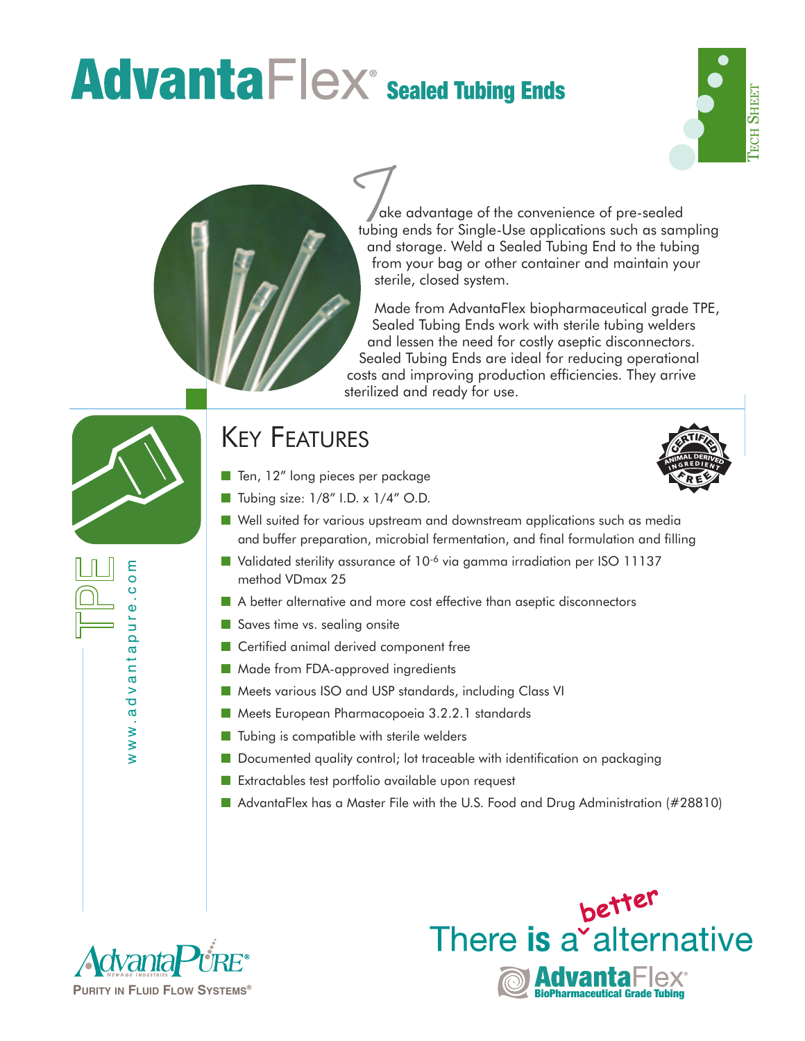# AdvantaFlex® Sealed Tubing Ends

TECH SHEET

Take advantage of the convenience of pre-sealed tubing ends for Single-Use applications such as sampling and storage. Weld a Sealed Tubing End to the tubing from your bag or other container and maintain your sterile, closed system.

Made from AdvantaFlex biopharmaceutical grade TPE, Sealed Tubing Ends work with sterile tubing welders and lessen the need for costly aseptic disconnectors. Sealed Tubing Ends are ideal for reducing operational costs and improving production efficiencies. They arrive sterilized and ready for use.

TPE

www.advantapure.com

## Key Features

CERTIFIED ANIMAL DERIVED INGREDIENT FREE

- Ten, 12" long pieces per package
- Tubing size: 1/8" I.D. x 1/4" O.D.
- Well suited for various upstream and downstream applications such as media and buffer preparation, microbial fermentation, and final formulation and filling
- Validated sterility assurance of $10^{-6}$ via gamma irradiation per ISO 11137 method VDmax 25
- A better alternative and more cost effective than aseptic disconnectors
- Saves time vs. sealing onsite
- Certified animal derived component free
- Made from FDA-approved ingredients
- Meets various ISO and USP standards, including Class VI
- Meets European Pharmacopoeia 3.2.2.1 standards
- Tubing is compatible with sterile welders
- Documented quality control; lot traceable with identification on packaging
- Extractables test portfolio available upon request
- AdvantaFlex has a Master File with the U.S. Food and Drug Administration (#28810)

AdvantaPURE® NewAge Industries

PURITY IN FLUID FLOW SYSTEMS®

There is a better alternative

AdvantaFlex® BioPharmaceutical Grade Tubing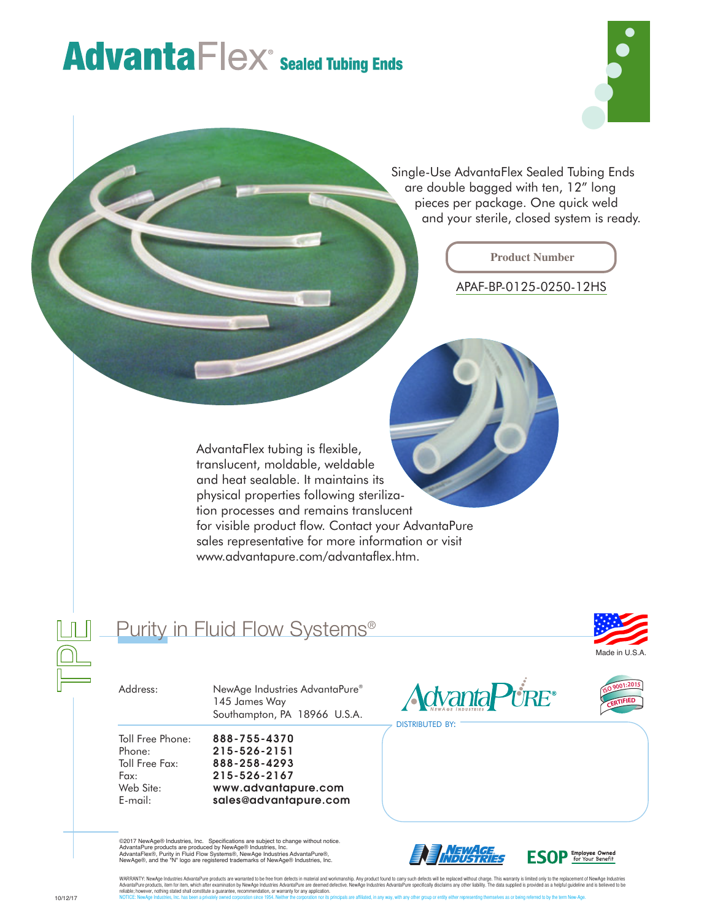# AdvantaFlex® Sealed Tubing Ends

Single-Use AdvantaFlex Sealed Tubing Ends are double bagged with ten, 12" long pieces per package. One quick weld and your sterile, closed system is ready.

**Product Number**

APAF-BP-0125-0250-12HS

AdvantaFlex tubing is flexible, translucent, moldable, weldable and heat sealable. It maintains its physical properties following sterilization processes and remains translucent for visible product flow. Contact your AdvantaPure sales representative for more information or visit www.advantapure.com/advantaflex.htm.

TPE

## Purity in Fluid Flow Systems®

Made in U.S.A.

| | |
|---|---|
| Address: | NewAge Industries AdvantaPure® 145 James Way Southampton, PA 18966 U.S.A. |
| Toll Free Phone: | **888-755-4370** |
| Phone: | **215-526-2151** |
| Toll Free Fax: | **888-258-4293** |
| Fax: | **215-526-2167** |
| Web Site: | **www.advantapure.com** |
| E-mail: | **sales@advantapure.com** |

AdvantaPURE® NEWAGE INDUSTRIES

ISO 9001:2015 CERTIFIED

DISTRIBUTED BY:

©2017 NewAge® Industries, Inc. Specifications are subject to change without notice.
AdvantaPure products are produced by NewAge® Industries, Inc.
AdvantaFlex®, Purity in Fluid Flow Systems®, NewAge Industries AdvantaPure®,
NewAge®, and the "N" logo are registered trademarks of NewAge® Industries, Inc.

NEWAGE INDUSTRIES

ESOP Employee Owned For Your Benefit

WARRANTY: NewAge Industries AdvantaPure products are warranted to be free from defects in material and workmanship. Any product found to carry such defects will be replaced without charge. This warranty is limited only to the replacement of NewAge Industries AdvantaPure products, item for item, which after examination by NewAge Industries AdvantaPure are deemed defective. NewAge Industries AdvantaPure specifically disclaims any other liability. The data supplied is provided as a helpful guideline and is believed to be reliable; however, nothing stated shall constitute a guarantee, recommendation, or warranty for any application.

NOTICE: NewAge Industries, Inc. has been a privately owned corporation since 1954. Neither the corporation nor its principals are affiliated, in any way, with any other group or entity either representing themselves as or being referred to by the term New-Age.

10/12/17